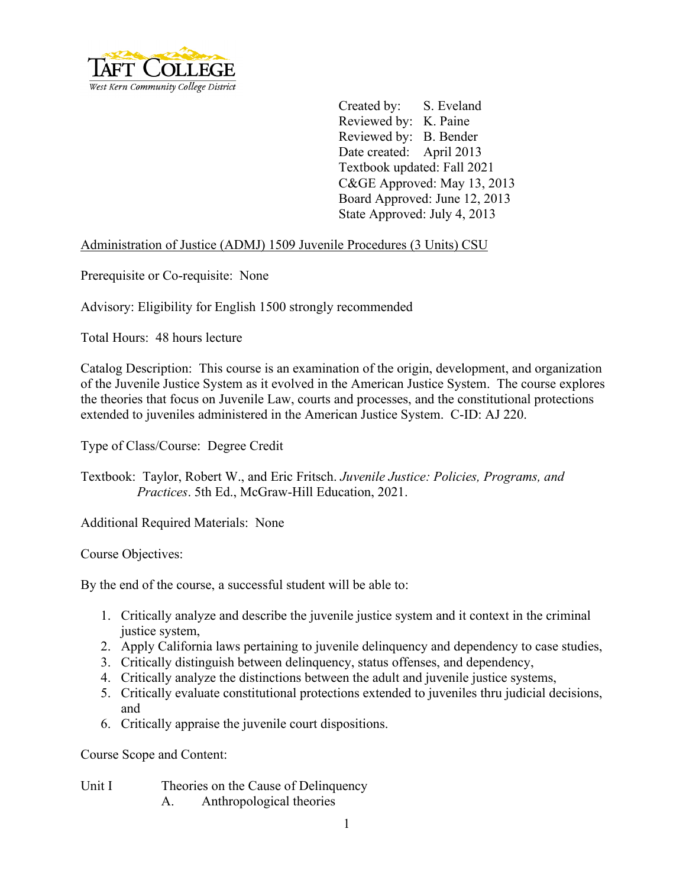**TAFT COLLEGE**
*West Kern Community College District*

Created by: S. Eveland
Reviewed by: K. Paine
Reviewed by: B. Bender
Date created: April 2013
Textbook updated: Fall 2021
C&GE Approved: May 13, 2013
Board Approved: June 12, 2013
State Approved: July 4, 2013

Administration of Justice (ADMJ) 1509 Juvenile Procedures (3 Units) CSU

Prerequisite or Co-requisite: None

Advisory: Eligibility for English 1500 strongly recommended

Total Hours: 48 hours lecture

Catalog Description: This course is an examination of the origin, development, and organization of the Juvenile Justice System as it evolved in the American Justice System. The course explores the theories that focus on Juvenile Law, courts and processes, and the constitutional protections extended to juveniles administered in the American Justice System. C-ID: AJ 220.

Type of Class/Course: Degree Credit

Textbook: Taylor, Robert W., and Eric Fritsch. *Juvenile Justice: Policies, Programs, and Practices*. 5th Ed., McGraw-Hill Education, 2021.

Additional Required Materials: None

Course Objectives:

By the end of the course, a successful student will be able to:

1. Critically analyze and describe the juvenile justice system and it context in the criminal justice system,
2. Apply California laws pertaining to juvenile delinquency and dependency to case studies,
3. Critically distinguish between delinquency, status offenses, and dependency,
4. Critically analyze the distinctions between the adult and juvenile justice systems,
5. Critically evaluate constitutional protections extended to juveniles thru judicial decisions, and
6. Critically appraise the juvenile court dispositions.

Course Scope and Content:

Unit I Theories on the Cause of Delinquency
   A. Anthropological theories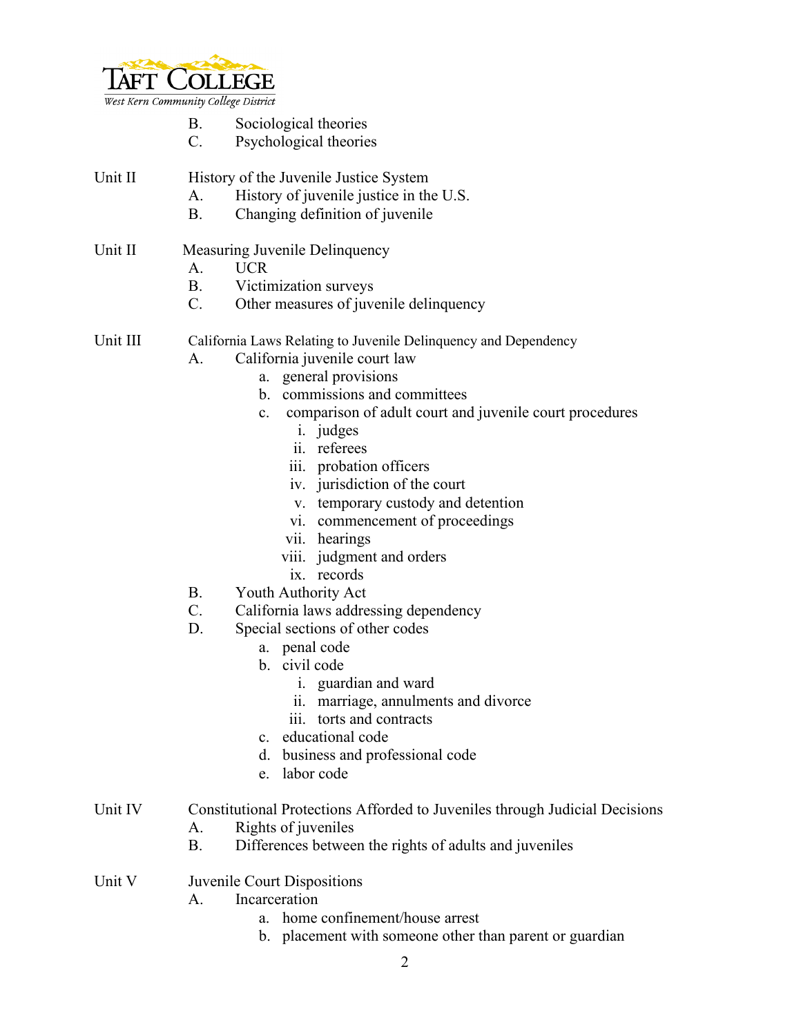B. Sociological theories
C. Psychological theories

Unit II History of the Juvenile Justice System
A. History of juvenile justice in the U.S.
B. Changing definition of juvenile

Unit II Measuring Juvenile Delinquency
A. UCR
B. Victimization surveys
C. Other measures of juvenile delinquency

Unit III California Laws Relating to Juvenile Delinquency and Dependency
A. California juvenile court law
  a. general provisions
  b. commissions and committees
  c. comparison of adult court and juvenile court procedures
    i. judges
    ii. referees
    iii. probation officers
    iv. jurisdiction of the court
    v. temporary custody and detention
    vi. commencement of proceedings
    vii. hearings
    viii. judgment and orders
    ix. records
B. Youth Authority Act
C. California laws addressing dependency
D. Special sections of other codes
  a. penal code
  b. civil code
    i. guardian and ward
    ii. marriage, annulments and divorce
    iii. torts and contracts
  c. educational code
  d. business and professional code
  e. labor code

Unit IV Constitutional Protections Afforded to Juveniles through Judicial Decisions
A. Rights of juveniles
B. Differences between the rights of adults and juveniles

Unit V Juvenile Court Dispositions
A. Incarceration
  a. home confinement/house arrest
  b. placement with someone other than parent or guardian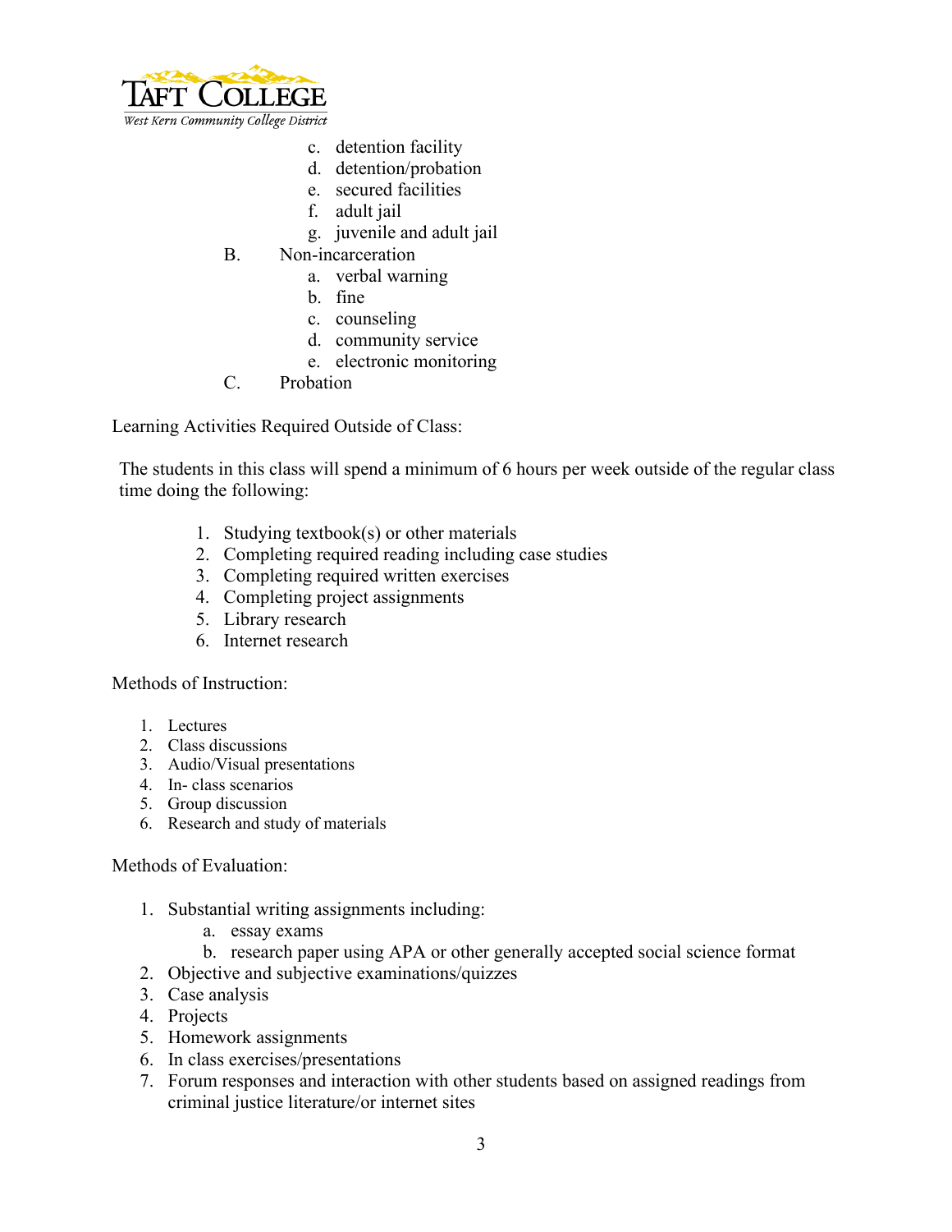c. detention facility
   d. detention/probation
   e. secured facilities
   f. adult jail
   g. juvenile and adult jail

B. Non-incarceration
   a. verbal warning
   b. fine
   c. counseling
   d. community service
   e. electronic monitoring

C. Probation

Learning Activities Required Outside of Class:

The students in this class will spend a minimum of 6 hours per week outside of the regular class time doing the following:

1. Studying textbook(s) or other materials
2. Completing required reading including case studies
3. Completing required written exercises
4. Completing project assignments
5. Library research
6. Internet research

Methods of Instruction:

1. Lectures
2. Class discussions
3. Audio/Visual presentations
4. In- class scenarios
5. Group discussion
6. Research and study of materials

Methods of Evaluation:

1. Substantial writing assignments including:
   a. essay exams
   b. research paper using APA or other generally accepted social science format
2. Objective and subjective examinations/quizzes
3. Case analysis
4. Projects
5. Homework assignments
6. In class exercises/presentations
7. Forum responses and interaction with other students based on assigned readings from criminal justice literature/or internet sites